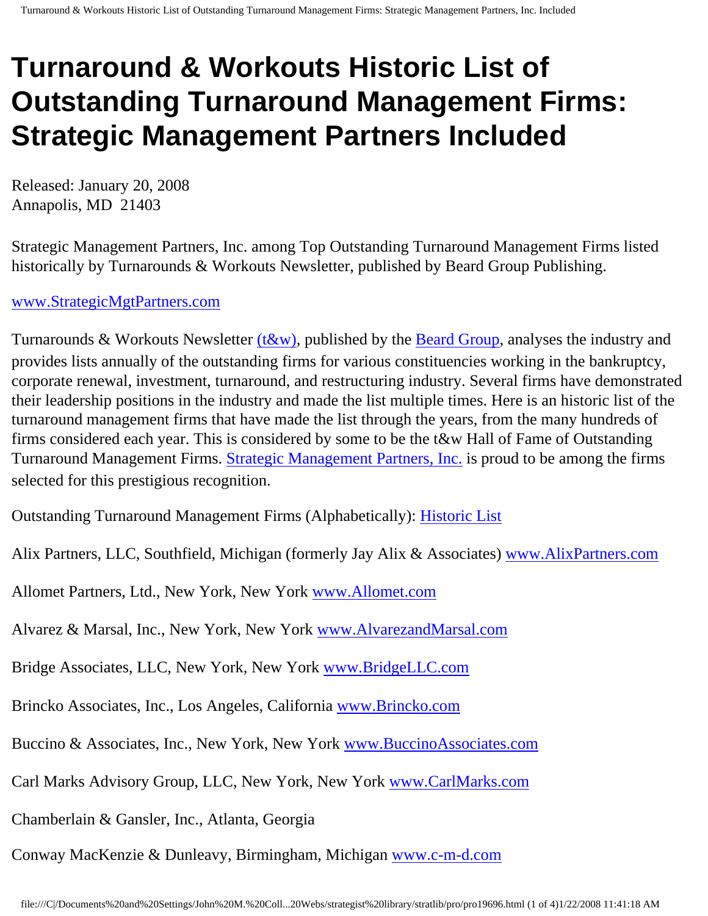# Turnaround & Workouts Historic List of Outstanding Turnaround Management Firms: Strategic Management Partners Included

Released: January 20, 2008
Annapolis, MD  21403

Strategic Management Partners, Inc. among Top Outstanding Turnaround Management Firms listed historically by Turnarounds & Workouts Newsletter, published by Beard Group Publishing.

www.StrategicMgtPartners.com

Turnarounds & Workouts Newsletter (t&w), published by the Beard Group, analyses the industry and provides lists annually of the outstanding firms for various constituencies working in the bankruptcy, corporate renewal, investment, turnaround, and restructuring industry. Several firms have demonstrated their leadership positions in the industry and made the list multiple times. Here is an historic list of the turnaround management firms that have made the list through the years, from the many hundreds of firms considered each year. This is considered by some to be the t&w Hall of Fame of Outstanding Turnaround Management Firms. Strategic Management Partners, Inc. is proud to be among the firms selected for this prestigious recognition.

Outstanding Turnaround Management Firms (Alphabetically): Historic List

Alix Partners, LLC, Southfield, Michigan (formerly Jay Alix & Associates) www.AlixPartners.com

Allomet Partners, Ltd., New York, New York www.Allomet.com

Alvarez & Marsal, Inc., New York, New York www.AlvarezandMarsal.com

Bridge Associates, LLC, New York, New York www.BridgeLLC.com

Brincko Associates, Inc., Los Angeles, California www.Brincko.com

Buccino & Associates, Inc., New York, New York www.BuccinoAssociates.com

Carl Marks Advisory Group, LLC, New York, New York www.CarlMarks.com

Chamberlain & Gansler, Inc., Atlanta, Georgia

Conway MacKenzie & Dunleavy, Birmingham, Michigan www.c-m-d.com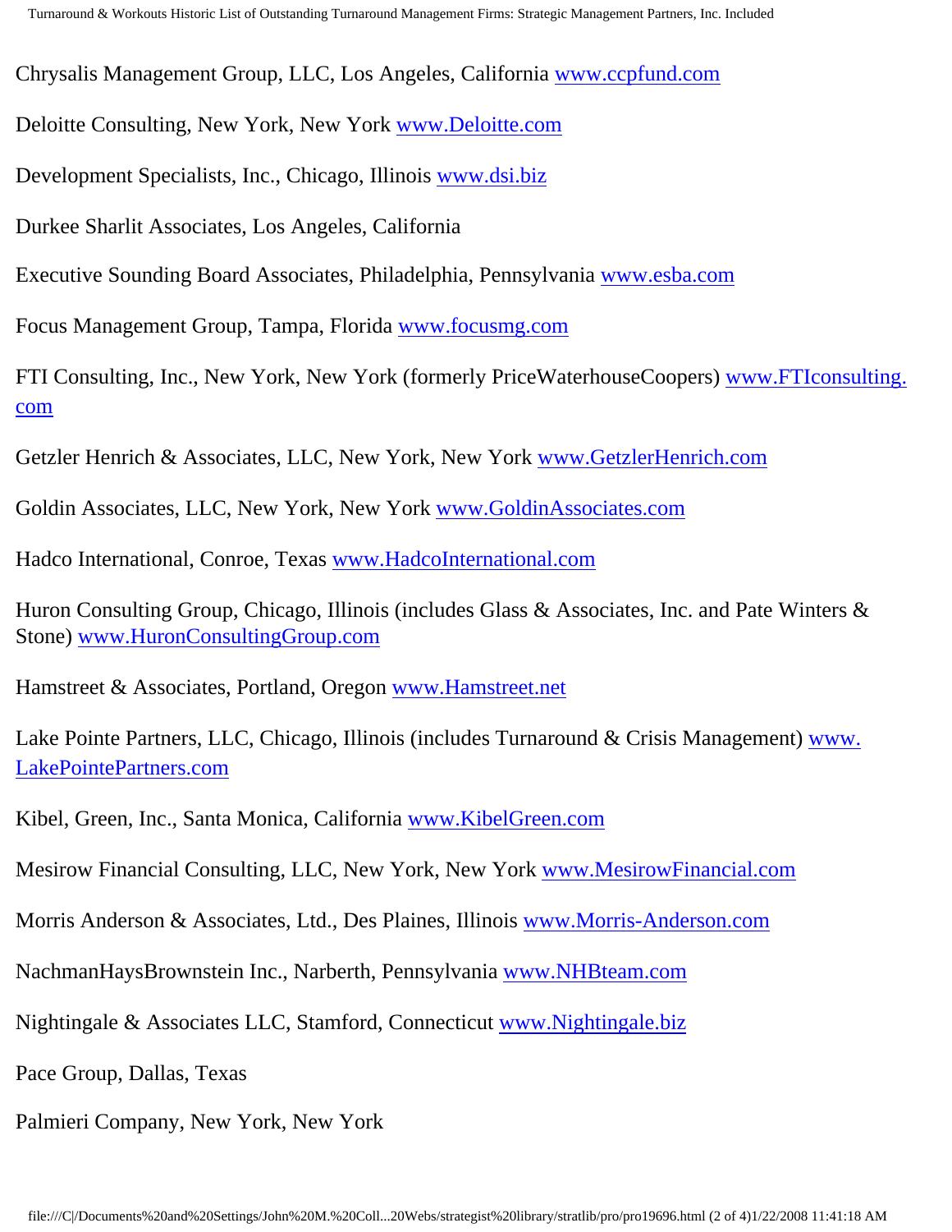Chrysalis Management Group, LLC, Los Angeles, California www.ccpfund.com

Deloitte Consulting, New York, New York www.Deloitte.com

Development Specialists, Inc., Chicago, Illinois www.dsi.biz

Durkee Sharlit Associates, Los Angeles, California

Executive Sounding Board Associates, Philadelphia, Pennsylvania www.esba.com

Focus Management Group, Tampa, Florida www.focusmg.com

FTI Consulting, Inc., New York, New York (formerly PriceWaterhouseCoopers) www.FTIconsulting.com

Getzler Henrich & Associates, LLC, New York, New York www.GetzlerHenrich.com

Goldin Associates, LLC, New York, New York www.GoldinAssociates.com

Hadco International, Conroe, Texas www.HadcoInternational.com

Huron Consulting Group, Chicago, Illinois (includes Glass & Associates, Inc. and Pate Winters & Stone) www.HuronConsultingGroup.com

Hamstreet & Associates, Portland, Oregon www.Hamstreet.net

Lake Pointe Partners, LLC, Chicago, Illinois (includes Turnaround & Crisis Management) www.LakePointePartners.com

Kibel, Green, Inc., Santa Monica, California www.KibelGreen.com

Mesirow Financial Consulting, LLC, New York, New York www.MesirowFinancial.com

Morris Anderson & Associates, Ltd., Des Plaines, Illinois www.Morris-Anderson.com

NachmanHaysBrownstein Inc., Narberth, Pennsylvania www.NHBteam.com

Nightingale & Associates LLC, Stamford, Connecticut www.Nightingale.biz

Pace Group, Dallas, Texas

Palmieri Company, New York, New York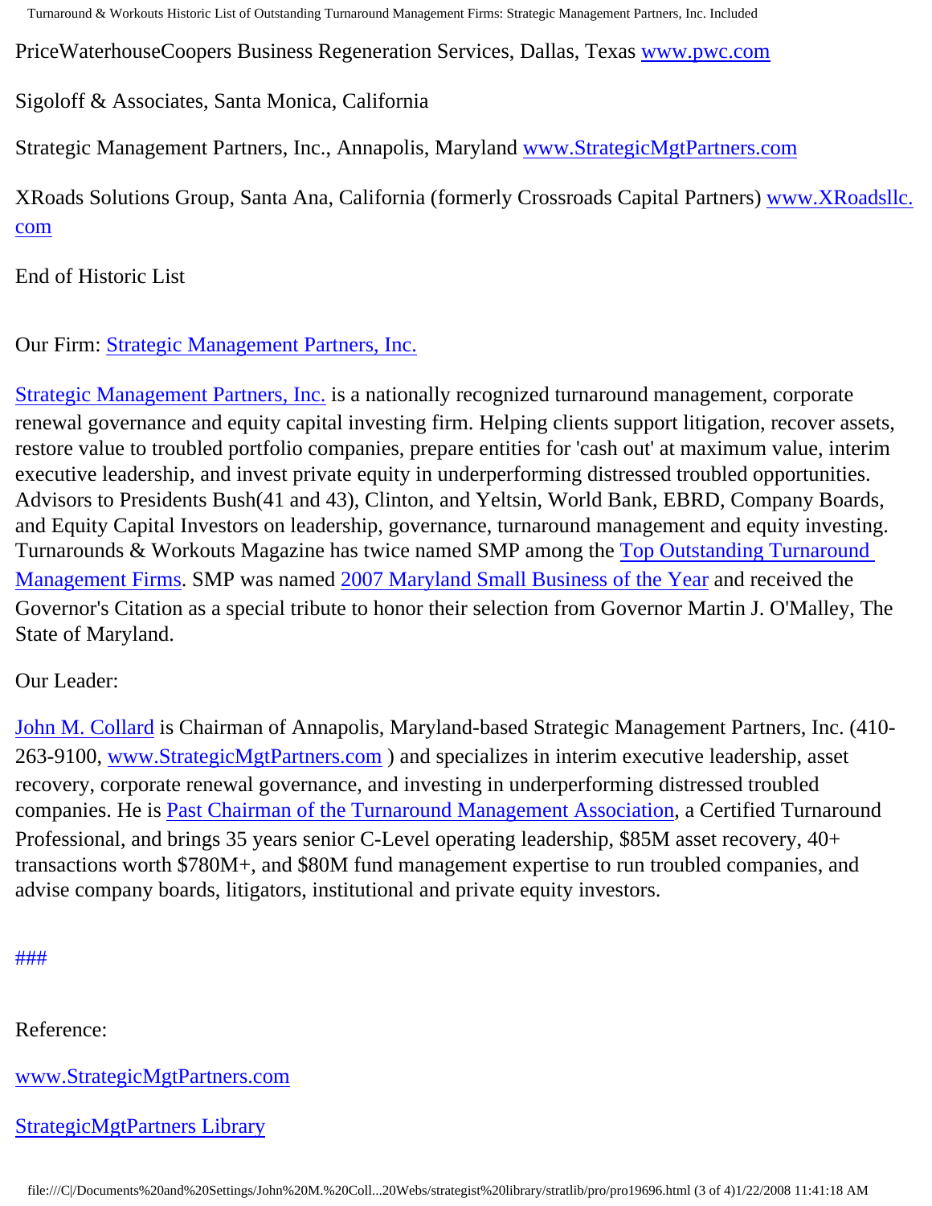PriceWaterhouseCoopers Business Regeneration Services, Dallas, Texas www.pwc.com

Sigoloff & Associates, Santa Monica, California

Strategic Management Partners, Inc., Annapolis, Maryland www.StrategicMgtPartners.com

XRoads Solutions Group, Santa Ana, California (formerly Crossroads Capital Partners) www.XRoadsllc.com

End of Historic List

Our Firm: Strategic Management Partners, Inc.

Strategic Management Partners, Inc. is a nationally recognized turnaround management, corporate renewal governance and equity capital investing firm. Helping clients support litigation, recover assets, restore value to troubled portfolio companies, prepare entities for 'cash out' at maximum value, interim executive leadership, and invest private equity in underperforming distressed troubled opportunities. Advisors to Presidents Bush(41 and 43), Clinton, and Yeltsin, World Bank, EBRD, Company Boards, and Equity Capital Investors on leadership, governance, turnaround management and equity investing. Turnarounds & Workouts Magazine has twice named SMP among the Top Outstanding Turnaround Management Firms. SMP was named 2007 Maryland Small Business of the Year and received the Governor's Citation as a special tribute to honor their selection from Governor Martin J. O'Malley, The State of Maryland.

Our Leader:

John M. Collard is Chairman of Annapolis, Maryland-based Strategic Management Partners, Inc. (410-263-9100, www.StrategicMgtPartners.com ) and specializes in interim executive leadership, asset recovery, corporate renewal governance, and investing in underperforming distressed troubled companies. He is Past Chairman of the Turnaround Management Association, a Certified Turnaround Professional, and brings 35 years senior C-Level operating leadership, $85M asset recovery, 40+ transactions worth $780M+, and $80M fund management expertise to run troubled companies, and advise company boards, litigators, institutional and private equity investors.

###

Reference:

www.StrategicMgtPartners.com

StrategicMgtPartners Library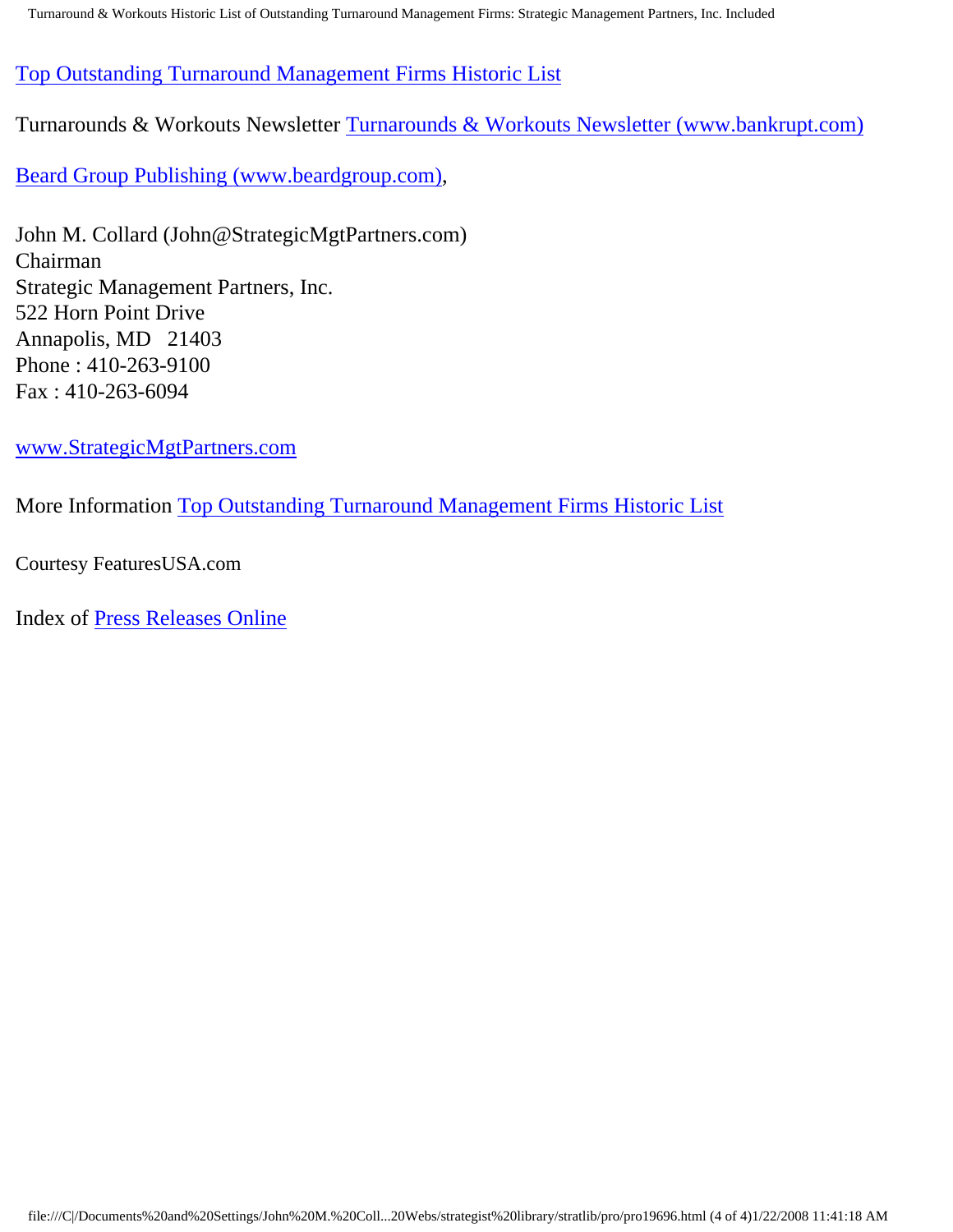Top Outstanding Turnaround Management Firms Historic List

Turnarounds & Workouts Newsletter Turnarounds & Workouts Newsletter (www.bankrupt.com)

Beard Group Publishing (www.beardgroup.com),

John M. Collard (John@StrategicMgtPartners.com)  
Chairman  
Strategic Management Partners, Inc.  
522 Horn Point Drive  
Annapolis, MD 21403  
Phone : 410-263-9100  
Fax : 410-263-6094

www.StrategicMgtPartners.com

More Information Top Outstanding Turnaround Management Firms Historic List

Courtesy FeaturesUSA.com

Index of Press Releases Online